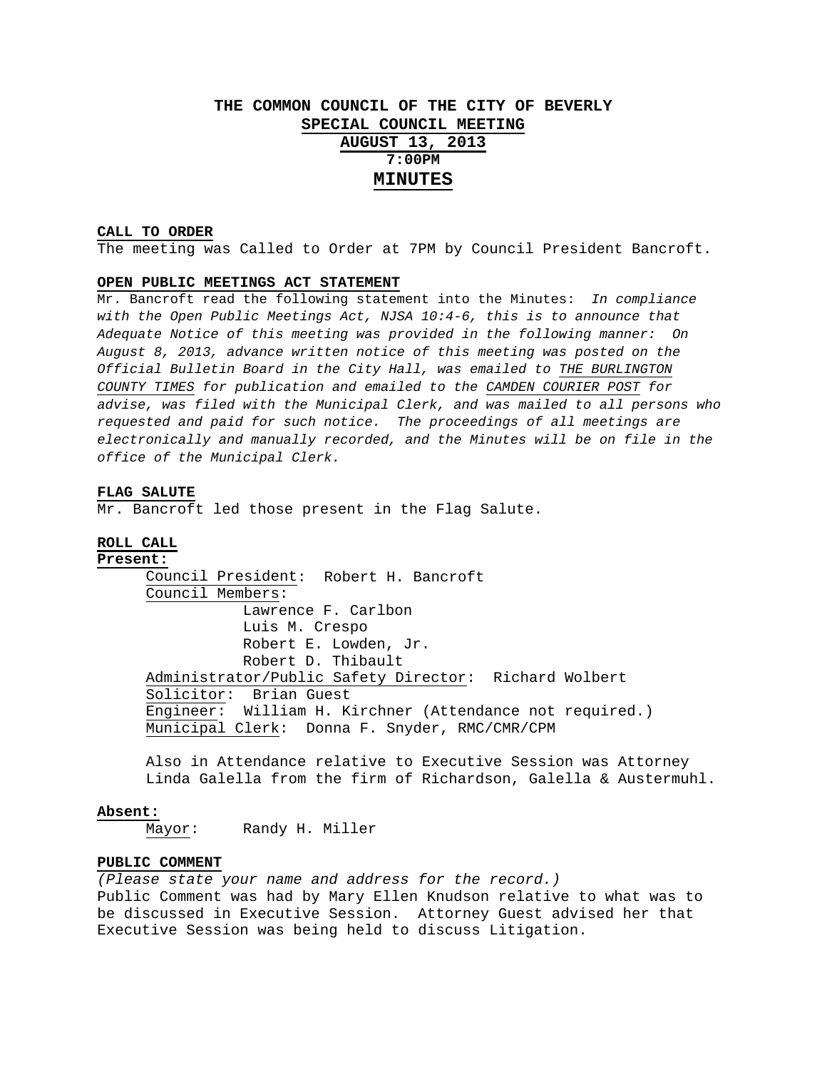# THE COMMON COUNCIL OF THE CITY OF BEVERLY
## SPECIAL COUNCIL MEETING
## AUGUST 13, 2013
## 7:00PM
## MINUTES

**CALL TO ORDER**

The meeting was Called to Order at 7PM by Council President Bancroft.

**OPEN PUBLIC MEETINGS ACT STATEMENT**

Mr. Bancroft read the following statement into the Minutes: *In compliance with the Open Public Meetings Act, NJSA 10:4-6, this is to announce that Adequate Notice of this meeting was provided in the following manner: On August 8, 2013, advance written notice of this meeting was posted on the Official Bulletin Board in the City Hall, was emailed to THE BURLINGTON COUNTY TIMES for publication and emailed to the CAMDEN COURIER POST for advise, was filed with the Municipal Clerk, and was mailed to all persons who requested and paid for such notice. The proceedings of all meetings are electronically and manually recorded, and the Minutes will be on file in the office of the Municipal Clerk.*

**FLAG SALUTE**

Mr. Bancroft led those present in the Flag Salute.

**ROLL CALL**

**Present:**

Council President: Robert H. Bancroft

Council Members:

- Lawrence F. Carlbon
- Luis M. Crespo
- Robert E. Lowden, Jr.
- Robert D. Thibault

Administrator/Public Safety Director: Richard Wolbert

Solicitor: Brian Guest

Engineer: William H. Kirchner (Attendance not required.)

Municipal Clerk: Donna F. Snyder, RMC/CMR/CPM

Also in Attendance relative to Executive Session was Attorney Linda Galella from the firm of Richardson, Galella & Austermuhl.

**Absent:**

Mayor: Randy H. Miller

**PUBLIC COMMENT**

*(Please state your name and address for the record.)*

Public Comment was had by Mary Ellen Knudson relative to what was to be discussed in Executive Session. Attorney Guest advised her that Executive Session was being held to discuss Litigation.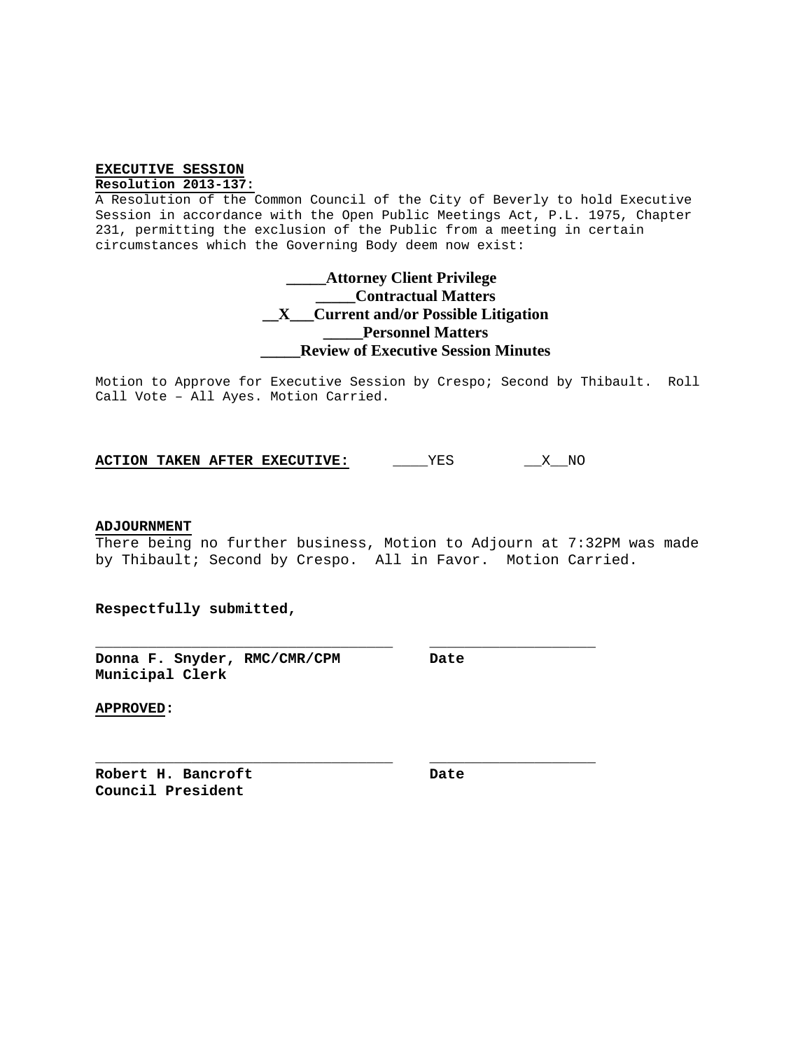**EXECUTIVE SESSION**

**Resolution 2013-137:**

A Resolution of the Common Council of the City of Beverly to hold Executive Session in accordance with the Open Public Meetings Act, P.L. 1975, Chapter 231, permitting the exclusion of the Public from a meeting in certain circumstances which the Governing Body deem now exist:

**_____Attorney Client Privilege**
**_____Contractual Matters**
**__X___Current and/or Possible Litigation**
**_____Personnel Matters**
**_____Review of Executive Session Minutes**

Motion to Approve for Executive Session by Crespo; Second by Thibault. Roll Call Vote – All Ayes. Motion Carried.

**ACTION TAKEN AFTER EXECUTIVE:** ____YES __X__NO

**ADJOURNMENT**

There being no further business, Motion to Adjourn at 7:32PM was made by Thibault; Second by Crespo. All in Favor. Motion Carried.

**Respectfully submitted,**

___________________________________ ___________________

**Donna F. Snyder, RMC/CMR/CPM** **Date**
**Municipal Clerk**

**APPROVED:**

___________________________________ ___________________

**Robert H. Bancroft** **Date**
**Council President**